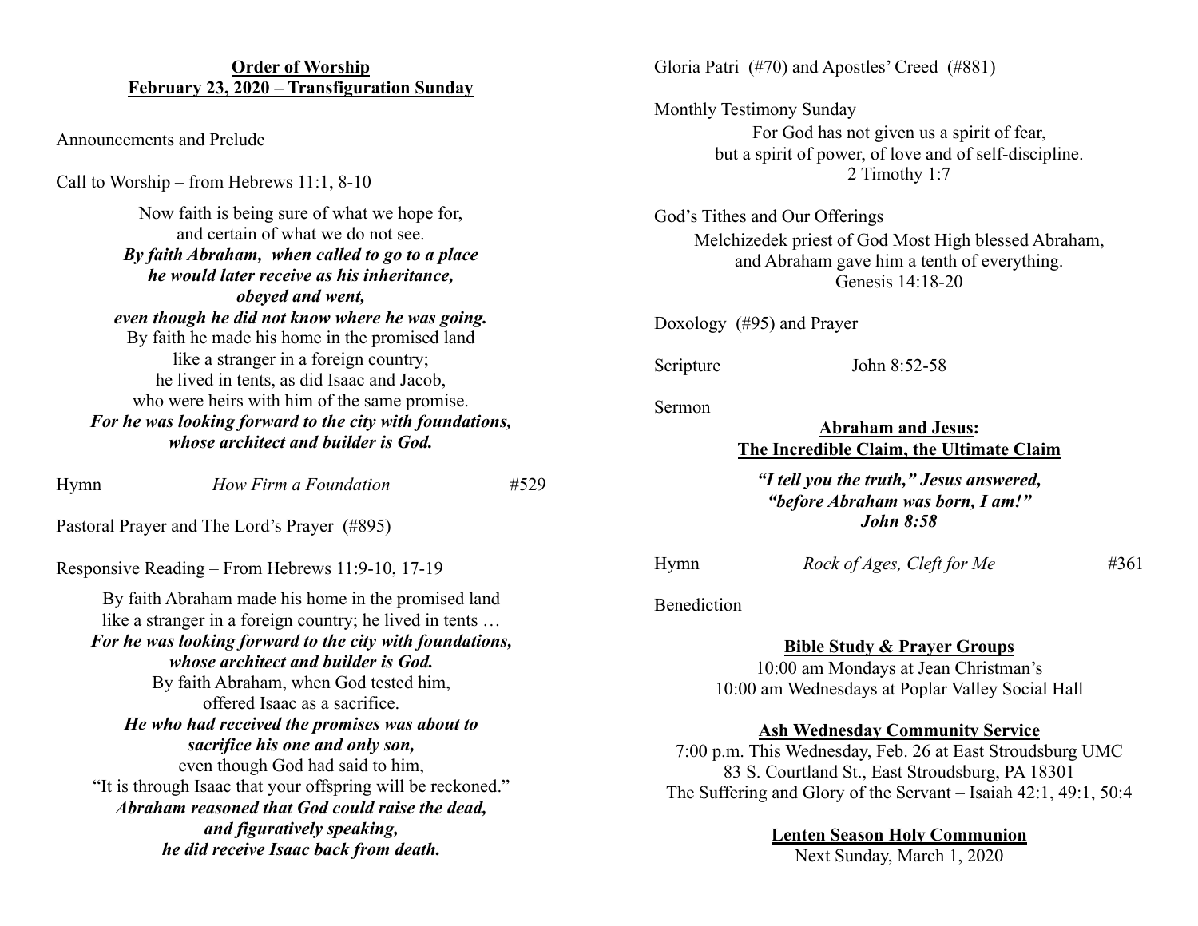**Order of Worship**
**February 23, 2020 – Transfiguration Sunday**

Announcements and Prelude

Call to Worship – from Hebrews 11:1, 8-10

Now faith is being sure of what we hope for,
and certain of what we do not see.
***By faith Abraham, when called to go to a place***
***he would later receive as his inheritance,***
***obeyed and went,***
***even though he did not know where he was going.***
By faith he made his home in the promised land
like a stranger in a foreign country;
he lived in tents, as did Isaac and Jacob,
who were heirs with him of the same promise.
***For he was looking forward to the city with foundations,***
***whose architect and builder is God.***

Hymn *How Firm a Foundation* #529

Pastoral Prayer and The Lord's Prayer (#895)

Responsive Reading – From Hebrews 11:9-10, 17-19

By faith Abraham made his home in the promised land
like a stranger in a foreign country; he lived in tents …
***For he was looking forward to the city with foundations,***
***whose architect and builder is God.***
By faith Abraham, when God tested him,
offered Isaac as a sacrifice.
***He who had received the promises was about to***
***sacrifice his one and only son,***
even though God had said to him,
"It is through Isaac that your offspring will be reckoned."
***Abraham reasoned that God could raise the dead,***
***and figuratively speaking,***
***he did receive Isaac back from death.***

Gloria Patri (#70) and Apostles' Creed (#881)

Monthly Testimony Sunday

For God has not given us a spirit of fear,
but a spirit of power, of love and of self-discipline.
2 Timothy 1:7

God's Tithes and Our Offerings

Melchizedek priest of God Most High blessed Abraham,
and Abraham gave him a tenth of everything.
Genesis 14:18-20

Doxology (#95) and Prayer

Scripture John 8:52-58

Sermon

**Abraham and Jesus:**
**The Incredible Claim, the Ultimate Claim**

***"I tell you the truth," Jesus answered,***
***"before Abraham was born, I am!"***
***John 8:58***

Hymn *Rock of Ages, Cleft for Me* #361

Benediction

**Bible Study & Prayer Groups**

10:00 am Mondays at Jean Christman's
10:00 am Wednesdays at Poplar Valley Social Hall

**Ash Wednesday Community Service**

7:00 p.m. This Wednesday, Feb. 26 at East Stroudsburg UMC
83 S. Courtland St., East Stroudsburg, PA 18301
The Suffering and Glory of the Servant – Isaiah 42:1, 49:1, 50:4

**Lenten Season Holy Communion**

Next Sunday, March 1, 2020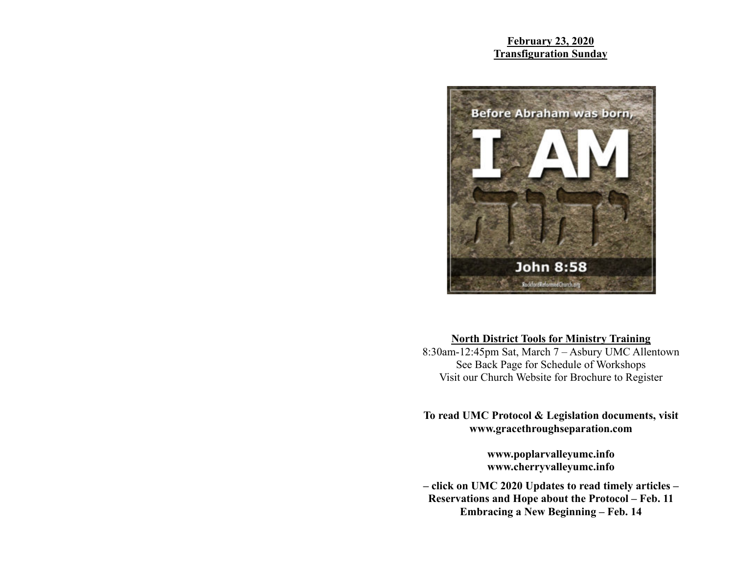**February 23, 2020**
**Transfiguration Sunday**

Before Abraham was born,

I AM

יהוה

John 8:58

RockfordReformedChurch.org

**North District Tools for Ministry Training**
8:30am-12:45pm Sat, March 7 – Asbury UMC Allentown
See Back Page for Schedule of Workshops
Visit our Church Website for Brochure to Register

**To read UMC Protocol & Legislation documents, visit www.gracethroughseparation.com**

**www.poplarvalleyumc.info**
**www.cherryvalleyumc.info**

**– click on UMC 2020 Updates to read timely articles –**
**Reservations and Hope about the Protocol – Feb. 11**
**Embracing a New Beginning – Feb. 14**